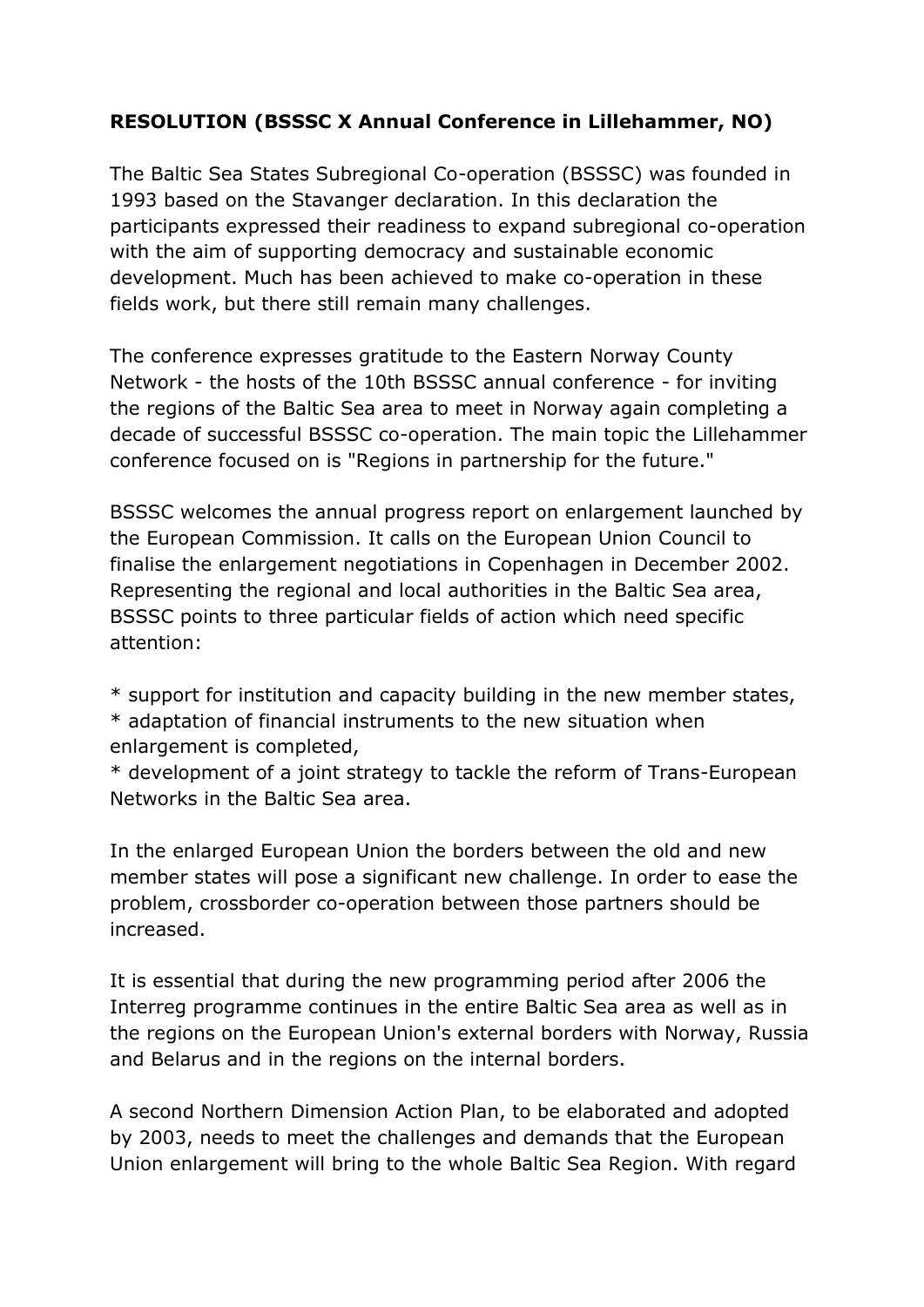**RESOLUTION (BSSSC X Annual Conference in Lillehammer, NO)**

The Baltic Sea States Subregional Co-operation (BSSSC) was founded in 1993 based on the Stavanger declaration. In this declaration the participants expressed their readiness to expand subregional co-operation with the aim of supporting democracy and sustainable economic development. Much has been achieved to make co-operation in these fields work, but there still remain many challenges.

The conference expresses gratitude to the Eastern Norway County Network - the hosts of the 10th BSSSC annual conference - for inviting the regions of the Baltic Sea area to meet in Norway again completing a decade of successful BSSSC co-operation. The main topic the Lillehammer conference focused on is "Regions in partnership for the future."

BSSSC welcomes the annual progress report on enlargement launched by the European Commission. It calls on the European Union Council to finalise the enlargement negotiations in Copenhagen in December 2002. Representing the regional and local authorities in the Baltic Sea area, BSSSC points to three particular fields of action which need specific attention:

* support for institution and capacity building in the new member states,
* adaptation of financial instruments to the new situation when enlargement is completed,
* development of a joint strategy to tackle the reform of Trans-European Networks in the Baltic Sea area.

In the enlarged European Union the borders between the old and new member states will pose a significant new challenge. In order to ease the problem, crossborder co-operation between those partners should be increased.

It is essential that during the new programming period after 2006 the Interreg programme continues in the entire Baltic Sea area as well as in the regions on the European Union's external borders with Norway, Russia and Belarus and in the regions on the internal borders.

A second Northern Dimension Action Plan, to be elaborated and adopted by 2003, needs to meet the challenges and demands that the European Union enlargement will bring to the whole Baltic Sea Region. With regard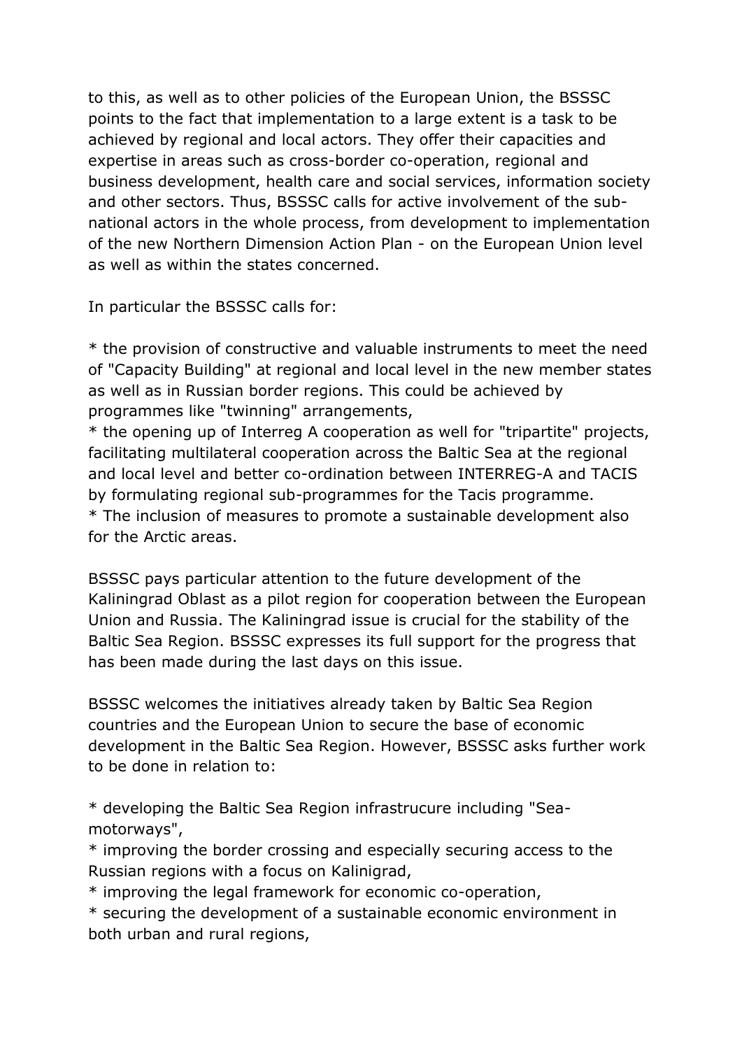to this, as well as to other policies of the European Union, the BSSSC points to the fact that implementation to a large extent is a task to be achieved by regional and local actors. They offer their capacities and expertise in areas such as cross-border co-operation, regional and business development, health care and social services, information society and other sectors. Thus, BSSSC calls for active involvement of the sub-national actors in the whole process, from development to implementation of the new Northern Dimension Action Plan - on the European Union level as well as within the states concerned.

In particular the BSSSC calls for:

* the provision of constructive and valuable instruments to meet the need of "Capacity Building" at regional and local level in the new member states as well as in Russian border regions. This could be achieved by programmes like "twinning" arrangements,
* the opening up of Interreg A cooperation as well for "tripartite" projects, facilitating multilateral cooperation across the Baltic Sea at the regional and local level and better co-ordination between INTERREG-A and TACIS by formulating regional sub-programmes for the Tacis programme.
* The inclusion of measures to promote a sustainable development also for the Arctic areas.

BSSSC pays particular attention to the future development of the Kaliningrad Oblast as a pilot region for cooperation between the European Union and Russia. The Kaliningrad issue is crucial for the stability of the Baltic Sea Region. BSSSC expresses its full support for the progress that has been made during the last days on this issue.

BSSSC welcomes the initiatives already taken by Baltic Sea Region countries and the European Union to secure the base of economic development in the Baltic Sea Region. However, BSSSC asks further work to be done in relation to:

* developing the Baltic Sea Region infrastrucure including "Sea-motorways",
* improving the border crossing and especially securing access to the Russian regions with a focus on Kalinigrad,
* improving the legal framework for economic co-operation,
* securing the development of a sustainable economic environment in both urban and rural regions,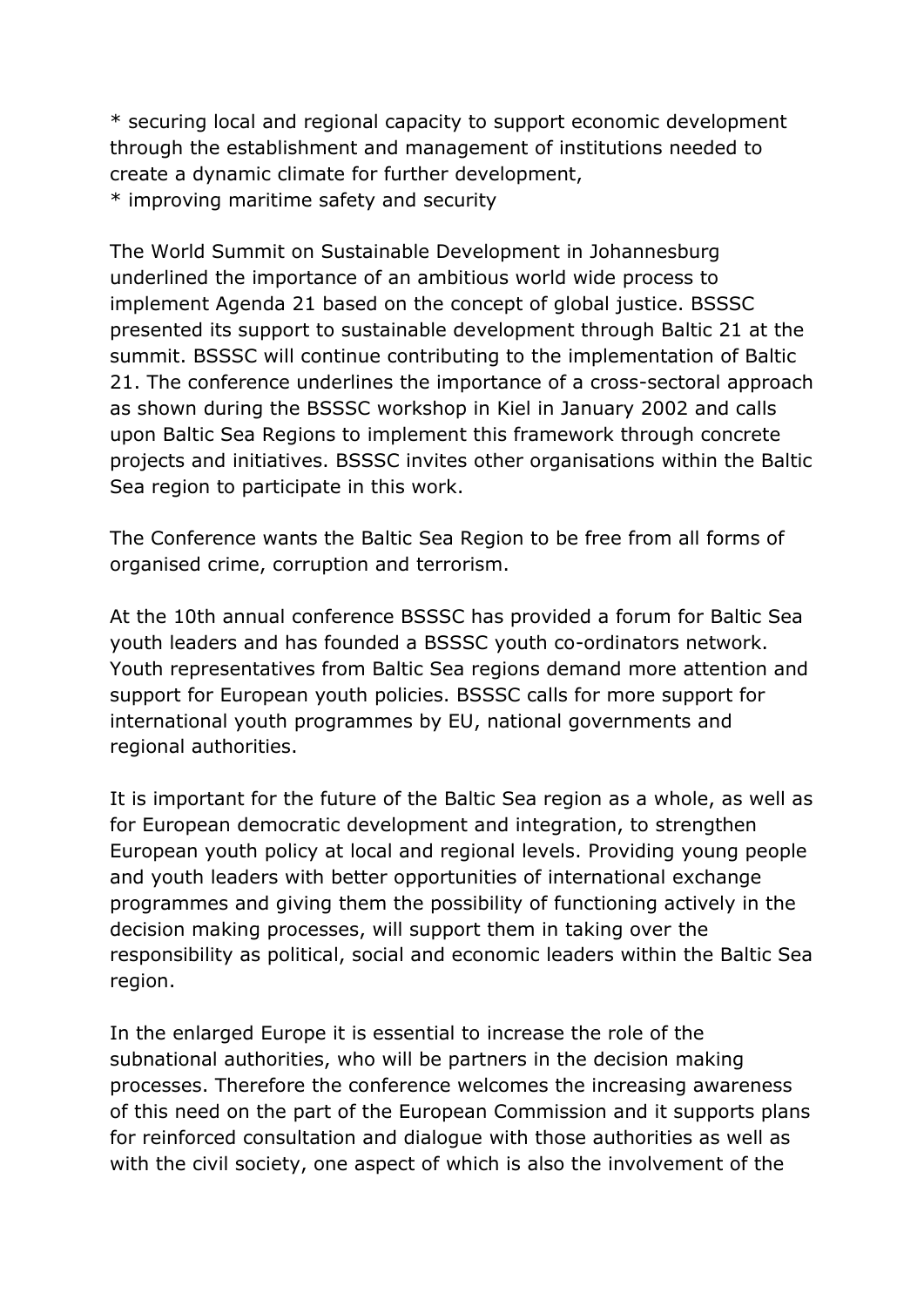* securing local and regional capacity to support economic development through the establishment and management of institutions needed to create a dynamic climate for further development,
* improving maritime safety and security

The World Summit on Sustainable Development in Johannesburg underlined the importance of an ambitious world wide process to implement Agenda 21 based on the concept of global justice. BSSSC presented its support to sustainable development through Baltic 21 at the summit. BSSSC will continue contributing to the implementation of Baltic 21. The conference underlines the importance of a cross-sectoral approach as shown during the BSSSC workshop in Kiel in January 2002 and calls upon Baltic Sea Regions to implement this framework through concrete projects and initiatives. BSSSC invites other organisations within the Baltic Sea region to participate in this work.

The Conference wants the Baltic Sea Region to be free from all forms of organised crime, corruption and terrorism.

At the 10th annual conference BSSSC has provided a forum for Baltic Sea youth leaders and has founded a BSSSC youth co-ordinators network. Youth representatives from Baltic Sea regions demand more attention and support for European youth policies. BSSSC calls for more support for international youth programmes by EU, national governments and regional authorities.

It is important for the future of the Baltic Sea region as a whole, as well as for European democratic development and integration, to strengthen European youth policy at local and regional levels. Providing young people and youth leaders with better opportunities of international exchange programmes and giving them the possibility of functioning actively in the decision making processes, will support them in taking over the responsibility as political, social and economic leaders within the Baltic Sea region.

In the enlarged Europe it is essential to increase the role of the subnational authorities, who will be partners in the decision making processes. Therefore the conference welcomes the increasing awareness of this need on the part of the European Commission and it supports plans for reinforced consultation and dialogue with those authorities as well as with the civil society, one aspect of which is also the involvement of the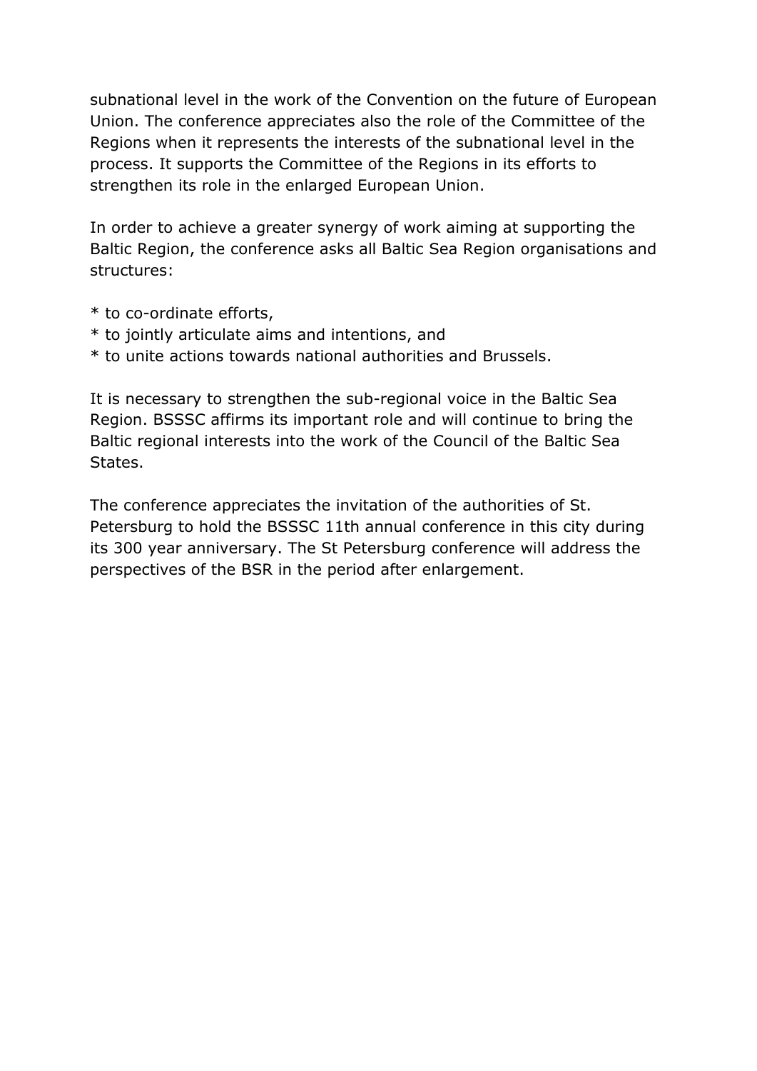subnational level in the work of the Convention on the future of European Union. The conference appreciates also the role of the Committee of the Regions when it represents the interests of the subnational level in the process. It supports the Committee of the Regions in its efforts to strengthen its role in the enlarged European Union.

In order to achieve a greater synergy of work aiming at supporting the Baltic Region, the conference asks all Baltic Sea Region organisations and structures:

* to co-ordinate efforts,
* to jointly articulate aims and intentions, and
* to unite actions towards national authorities and Brussels.

It is necessary to strengthen the sub-regional voice in the Baltic Sea Region. BSSSC affirms its important role and will continue to bring the Baltic regional interests into the work of the Council of the Baltic Sea States.

The conference appreciates the invitation of the authorities of St. Petersburg to hold the BSSSC 11th annual conference in this city during its 300 year anniversary. The St Petersburg conference will address the perspectives of the BSR in the period after enlargement.